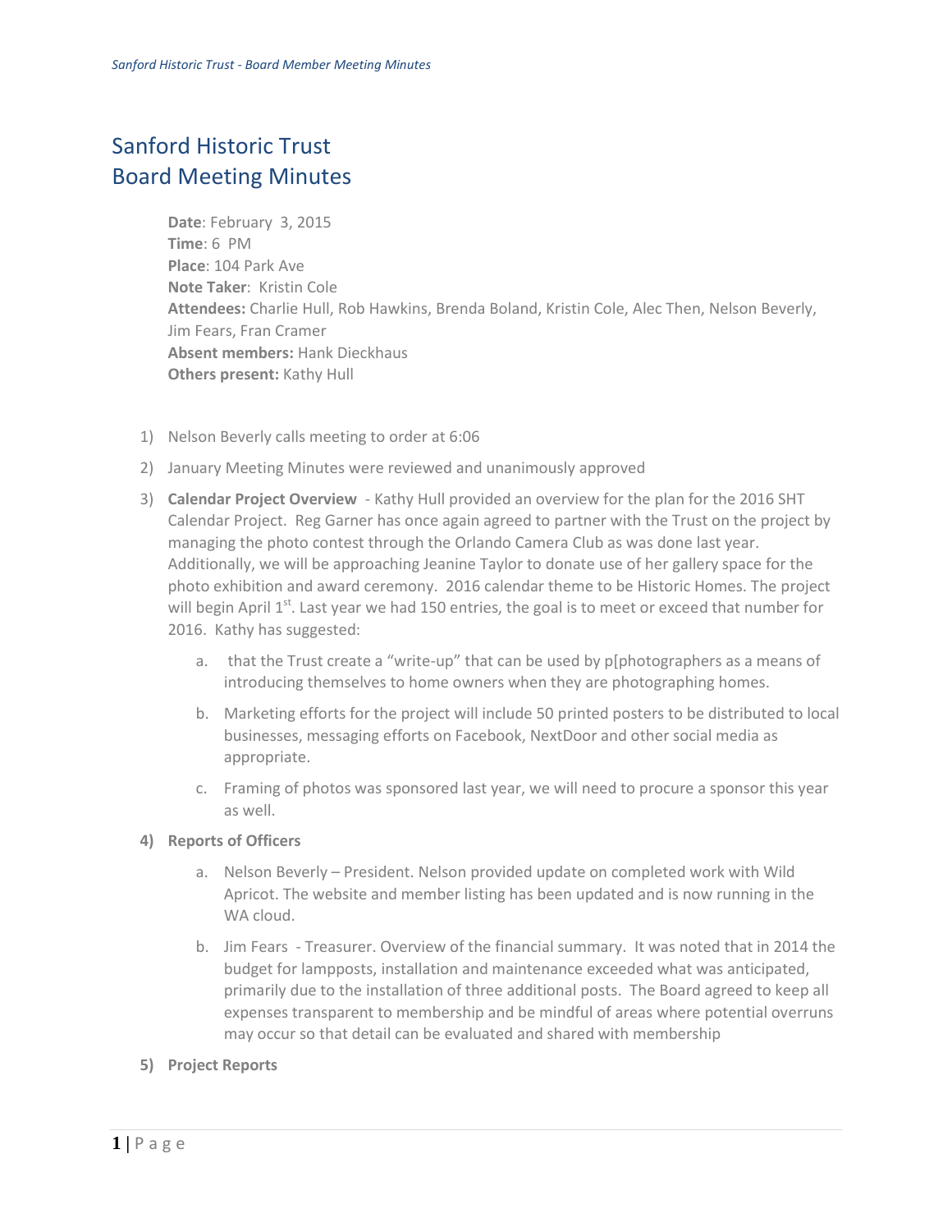# Sanford Historic Trust
# Board Meeting Minutes

**Date**: February 3, 2015
**Time**: 6 PM
**Place**: 104 Park Ave
**Note Taker**: Kristin Cole
**Attendees:** Charlie Hull, Rob Hawkins, Brenda Boland, Kristin Cole, Alec Then, Nelson Beverly, Jim Fears, Fran Cramer
**Absent members:** Hank Dieckhaus
**Others present:** Kathy Hull

1) Nelson Beverly calls meeting to order at 6:06
2) January Meeting Minutes were reviewed and unanimously approved
3) **Calendar Project Overview** - Kathy Hull provided an overview for the plan for the 2016 SHT Calendar Project. Reg Garner has once again agreed to partner with the Trust on the project by managing the photo contest through the Orlando Camera Club as was done last year. Additionally, we will be approaching Jeanine Taylor to donate use of her gallery space for the photo exhibition and award ceremony. 2016 calendar theme to be Historic Homes. The project will begin April 1st. Last year we had 150 entries, the goal is to meet or exceed that number for 2016. Kathy has suggested:
    a. that the Trust create a "write-up" that can be used by p[photographers as a means of introducing themselves to home owners when they are photographing homes.
    b. Marketing efforts for the project will include 50 printed posters to be distributed to local businesses, messaging efforts on Facebook, NextDoor and other social media as appropriate.
    c. Framing of photos was sponsored last year, we will need to procure a sponsor this year as well.
4) **Reports of Officers**
    a. Nelson Beverly – President. Nelson provided update on completed work with Wild Apricot. The website and member listing has been updated and is now running in the WA cloud.
    b. Jim Fears - Treasurer. Overview of the financial summary. It was noted that in 2014 the budget for lampposts, installation and maintenance exceeded what was anticipated, primarily due to the installation of three additional posts. The Board agreed to keep all expenses transparent to membership and be mindful of areas where potential overruns may occur so that detail can be evaluated and shared with membership
5) **Project Reports**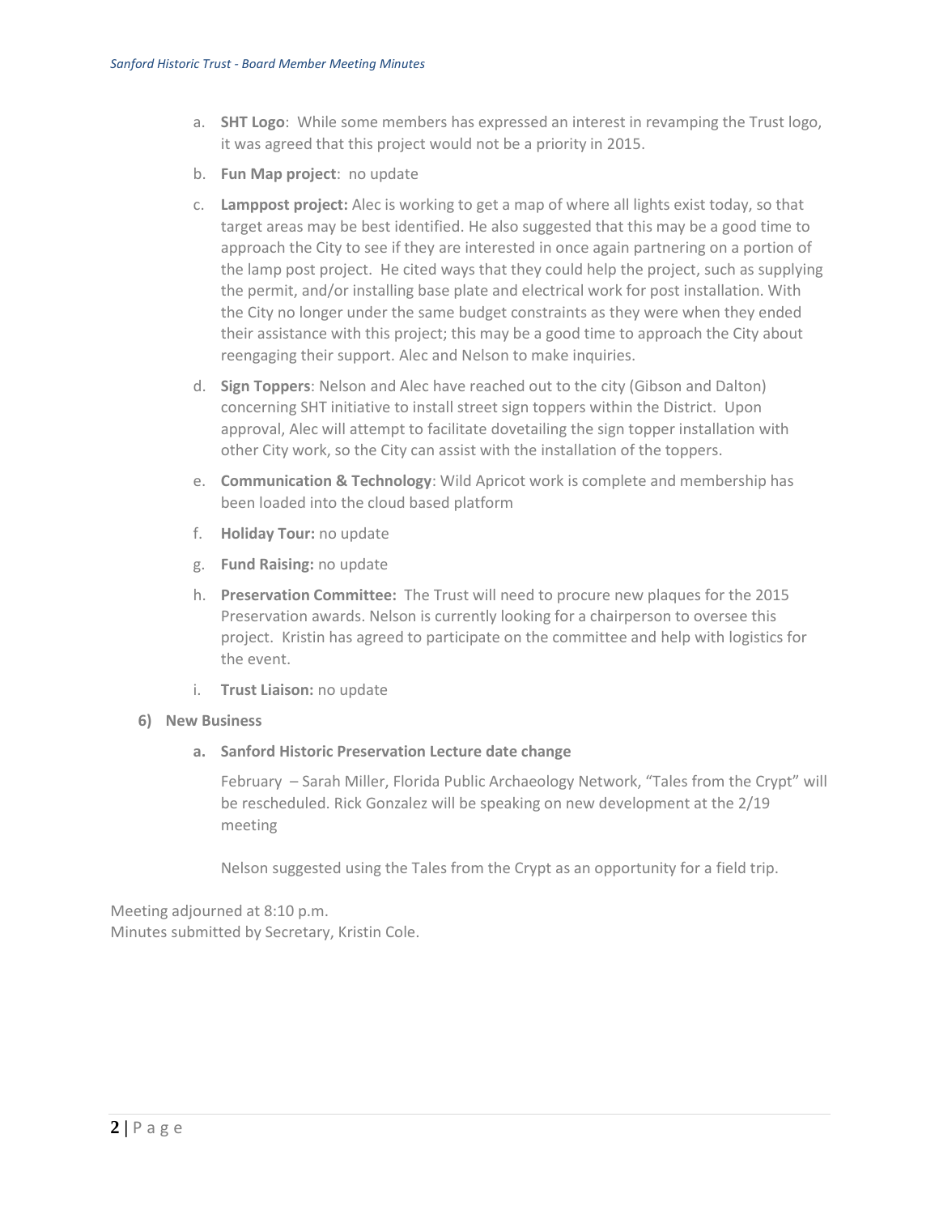a. **SHT Logo**: While some members has expressed an interest in revamping the Trust logo, it was agreed that this project would not be a priority in 2015.

b. **Fun Map project**: no update

c. **Lamppost project:** Alec is working to get a map of where all lights exist today, so that target areas may be best identified. He also suggested that this may be a good time to approach the City to see if they are interested in once again partnering on a portion of the lamp post project. He cited ways that they could help the project, such as supplying the permit, and/or installing base plate and electrical work for post installation. With the City no longer under the same budget constraints as they were when they ended their assistance with this project; this may be a good time to approach the City about reengaging their support. Alec and Nelson to make inquiries.

d. **Sign Toppers**: Nelson and Alec have reached out to the city (Gibson and Dalton) concerning SHT initiative to install street sign toppers within the District. Upon approval, Alec will attempt to facilitate dovetailing the sign topper installation with other City work, so the City can assist with the installation of the toppers.

e. **Communication & Technology**: Wild Apricot work is complete and membership has been loaded into the cloud based platform

f. **Holiday Tour:** no update

g. **Fund Raising:** no update

h. **Preservation Committee:** The Trust will need to procure new plaques for the 2015 Preservation awards. Nelson is currently looking for a chairperson to oversee this project. Kristin has agreed to participate on the committee and help with logistics for the event.

i. **Trust Liaison:** no update

**6) New Business**

**a. Sanford Historic Preservation Lecture date change**

February – Sarah Miller, Florida Public Archaeology Network, "Tales from the Crypt" will be rescheduled. Rick Gonzalez will be speaking on new development at the 2/19 meeting

Nelson suggested using the Tales from the Crypt as an opportunity for a field trip.

Meeting adjourned at 8:10 p.m.
Minutes submitted by Secretary, Kristin Cole.